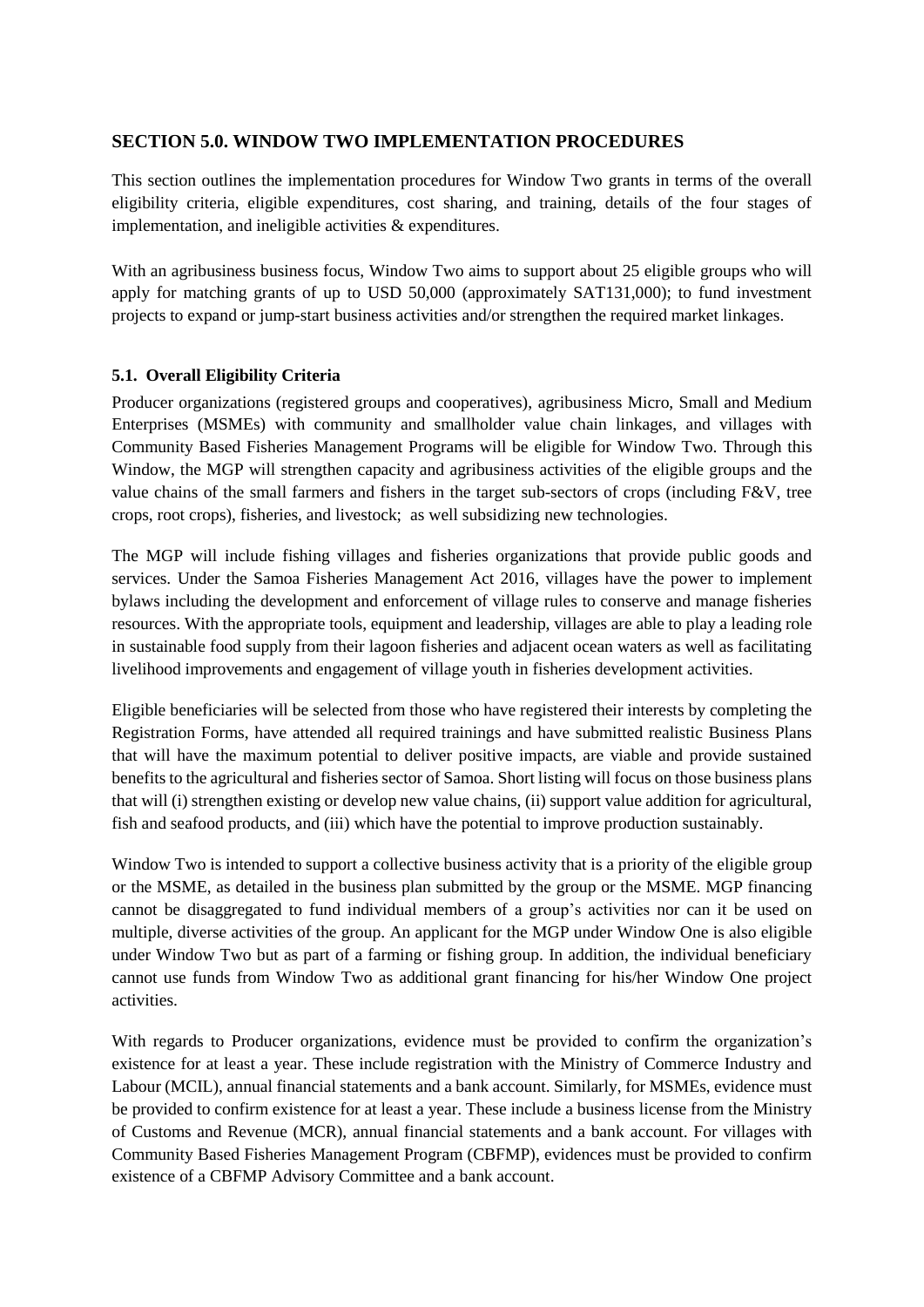## SECTION 5.0. WINDOW TWO IMPLEMENTATION PROCEDURES

This section outlines the implementation procedures for Window Two grants in terms of the overall eligibility criteria, eligible expenditures, cost sharing, and training, details of the four stages of implementation, and ineligible activities & expenditures.

With an agribusiness business focus, Window Two aims to support about 25 eligible groups who will apply for matching grants of up to USD 50,000 (approximately SAT131,000); to fund investment projects to expand or jump-start business activities and/or strengthen the required market linkages.

### 5.1. Overall Eligibility Criteria

Producer organizations (registered groups and cooperatives), agribusiness Micro, Small and Medium Enterprises (MSMEs) with community and smallholder value chain linkages, and villages with Community Based Fisheries Management Programs will be eligible for Window Two. Through this Window, the MGP will strengthen capacity and agribusiness activities of the eligible groups and the value chains of the small farmers and fishers in the target sub-sectors of crops (including F&V, tree crops, root crops), fisheries, and livestock; as well subsidizing new technologies.

The MGP will include fishing villages and fisheries organizations that provide public goods and services. Under the Samoa Fisheries Management Act 2016, villages have the power to implement bylaws including the development and enforcement of village rules to conserve and manage fisheries resources. With the appropriate tools, equipment and leadership, villages are able to play a leading role in sustainable food supply from their lagoon fisheries and adjacent ocean waters as well as facilitating livelihood improvements and engagement of village youth in fisheries development activities.

Eligible beneficiaries will be selected from those who have registered their interests by completing the Registration Forms, have attended all required trainings and have submitted realistic Business Plans that will have the maximum potential to deliver positive impacts, are viable and provide sustained benefits to the agricultural and fisheries sector of Samoa. Short listing will focus on those business plans that will (i) strengthen existing or develop new value chains, (ii) support value addition for agricultural, fish and seafood products, and (iii) which have the potential to improve production sustainably.

Window Two is intended to support a collective business activity that is a priority of the eligible group or the MSME, as detailed in the business plan submitted by the group or the MSME. MGP financing cannot be disaggregated to fund individual members of a group's activities nor can it be used on multiple, diverse activities of the group. An applicant for the MGP under Window One is also eligible under Window Two but as part of a farming or fishing group. In addition, the individual beneficiary cannot use funds from Window Two as additional grant financing for his/her Window One project activities.

With regards to Producer organizations, evidence must be provided to confirm the organization's existence for at least a year. These include registration with the Ministry of Commerce Industry and Labour (MCIL), annual financial statements and a bank account. Similarly, for MSMEs, evidence must be provided to confirm existence for at least a year. These include a business license from the Ministry of Customs and Revenue (MCR), annual financial statements and a bank account. For villages with Community Based Fisheries Management Program (CBFMP), evidences must be provided to confirm existence of a CBFMP Advisory Committee and a bank account.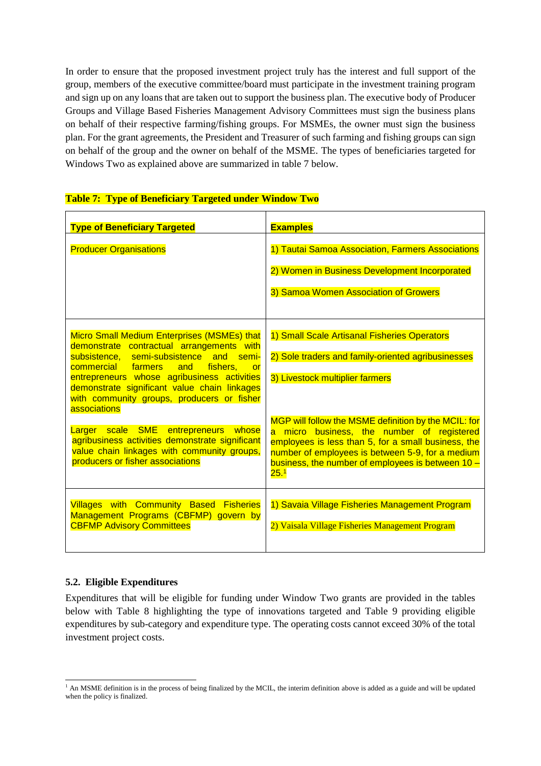In order to ensure that the proposed investment project truly has the interest and full support of the group, members of the executive committee/board must participate in the investment training program and sign up on any loans that are taken out to support the business plan. The executive body of Producer Groups and Village Based Fisheries Management Advisory Committees must sign the business plans on behalf of their respective farming/fishing groups. For MSMEs, the owner must sign the business plan. For the grant agreements, the President and Treasurer of such farming and fishing groups can sign on behalf of the group and the owner on behalf of the MSME. The types of beneficiaries targeted for Windows Two as explained above are summarized in table 7 below.

**Table 7: Type of Beneficiary Targeted under Window Two**

| **Type of Beneficiary Targeted** | **Examples** |
| --- | --- |
| Producer Organisations | 1) Tautai Samoa Association, Farmers Associations<br>2) Women in Business Development Incorporated<br>3) Samoa Women Association of Growers |
| Micro Small Medium Enterprises (MSMEs) that demonstrate contractual arrangements with subsistence, semi-subsistence and semi-commercial farmers and fishers, or entrepreneurs whose agribusiness activities demonstrate significant value chain linkages with community groups, producers or fisher associations<br><br>Larger scale SME entrepreneurs whose agribusiness activities demonstrate significant value chain linkages with community groups, producers or fisher associations | 1) Small Scale Artisanal Fisheries Operators<br>2) Sole traders and family-oriented agribusinesses<br>3) Livestock multiplier farmers<br><br>MGP will follow the MSME definition by the MCIL: for a micro business, the number of registered employees is less than 5, for a small business, the number of employees is between 5-9, for a medium business, the number of employees is between 10 – 25.[1] |
| Villages with Community Based Fisheries Management Programs (CBFMP) govern by CBFMP Advisory Committees | 1) Savaia Village Fisheries Management Program<br>2) Vaisala Village Fisheries Management Program |

### 5.2. Eligible Expenditures

Expenditures that will be eligible for funding under Window Two grants are provided in the tables below with Table 8 highlighting the type of innovations targeted and Table 9 providing eligible expenditures by sub-category and expenditure type. The operating costs cannot exceed 30% of the total investment project costs.

[1] An MSME definition is in the process of being finalized by the MCIL, the interim definition above is added as a guide and will be updated when the policy is finalized.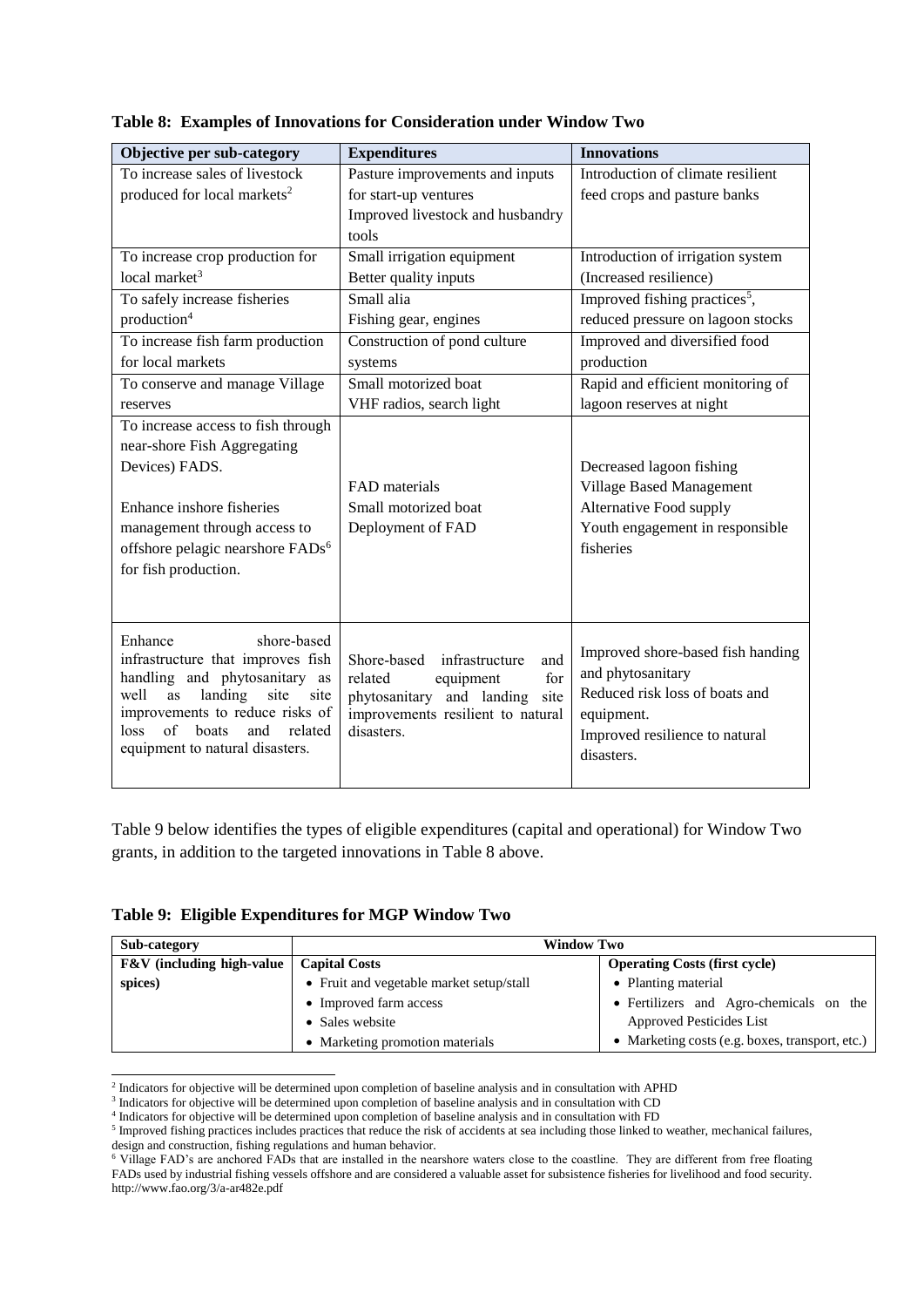**Table 8: Examples of Innovations for Consideration under Window Two**

| Objective per sub-category | Expenditures | Innovations |
|---|---|---|
| To increase sales of livestock produced for local markets[2] | Pasture improvements and inputs for start-up ventures<br>Improved livestock and husbandry tools | Introduction of climate resilient feed crops and pasture banks |
| To increase crop production for local market[3] | Small irrigation equipment<br>Better quality inputs | Introduction of irrigation system (Increased resilience) |
| To safely increase fisheries production[4] | Small alia<br>Fishing gear, engines | Improved fishing practices[5], reduced pressure on lagoon stocks |
| To increase fish farm production for local markets | Construction of pond culture systems | Improved and diversified food production |
| To conserve and manage Village reserves | Small motorized boat<br>VHF radios, search light | Rapid and efficient monitoring of lagoon reserves at night |
| To increase access to fish through near-shore Fish Aggregating Devices) FADS.<br><br>Enhance inshore fisheries management through access to offshore pelagic nearshore FADs[6] for fish production. | FAD materials<br>Small motorized boat<br>Deployment of FAD | Decreased lagoon fishing<br>Village Based Management<br>Alternative Food supply<br>Youth engagement in responsible fisheries |
| Enhance shore-based infrastructure that improves fish handling and phytosanitary as well as landing site site improvements to reduce risks of loss of boats and related equipment to natural disasters. | Shore-based infrastructure and related equipment for phytosanitary and landing site improvements resilient to natural disasters. | Improved shore-based fish handing and phytosanitary<br>Reduced risk loss of boats and equipment.<br>Improved resilience to natural disasters. |

Table 9 below identifies the types of eligible expenditures (capital and operational) for Window Two grants, in addition to the targeted innovations in Table 8 above.

**Table 9: Eligible Expenditures for MGP Window Two**

| Sub-category | Window Two | |
|---|---|---|
| **F&V (including high-value spices)** | **Capital Costs**<br>• Fruit and vegetable market setup/stall<br>• Improved farm access<br>• Sales website<br>• Marketing promotion materials | **Operating Costs (first cycle)**<br>• Planting material<br>• Fertilizers and Agro-chemicals on the Approved Pesticides List<br>• Marketing costs (e.g. boxes, transport, etc.) |

---

[2] Indicators for objective will be determined upon completion of baseline analysis and in consultation with APHD

[3] Indicators for objective will be determined upon completion of baseline analysis and in consultation with CD

[4] Indicators for objective will be determined upon completion of baseline analysis and in consultation with FD

[5] Improved fishing practices includes practices that reduce the risk of accidents at sea including those linked to weather, mechanical failures, design and construction, fishing regulations and human behavior.

[6] Village FAD's are anchored FADs that are installed in the nearshore waters close to the coastline. They are different from free floating FADs used by industrial fishing vessels offshore and are considered a valuable asset for subsistence fisheries for livelihood and food security. http://www.fao.org/3/a-ar482e.pdf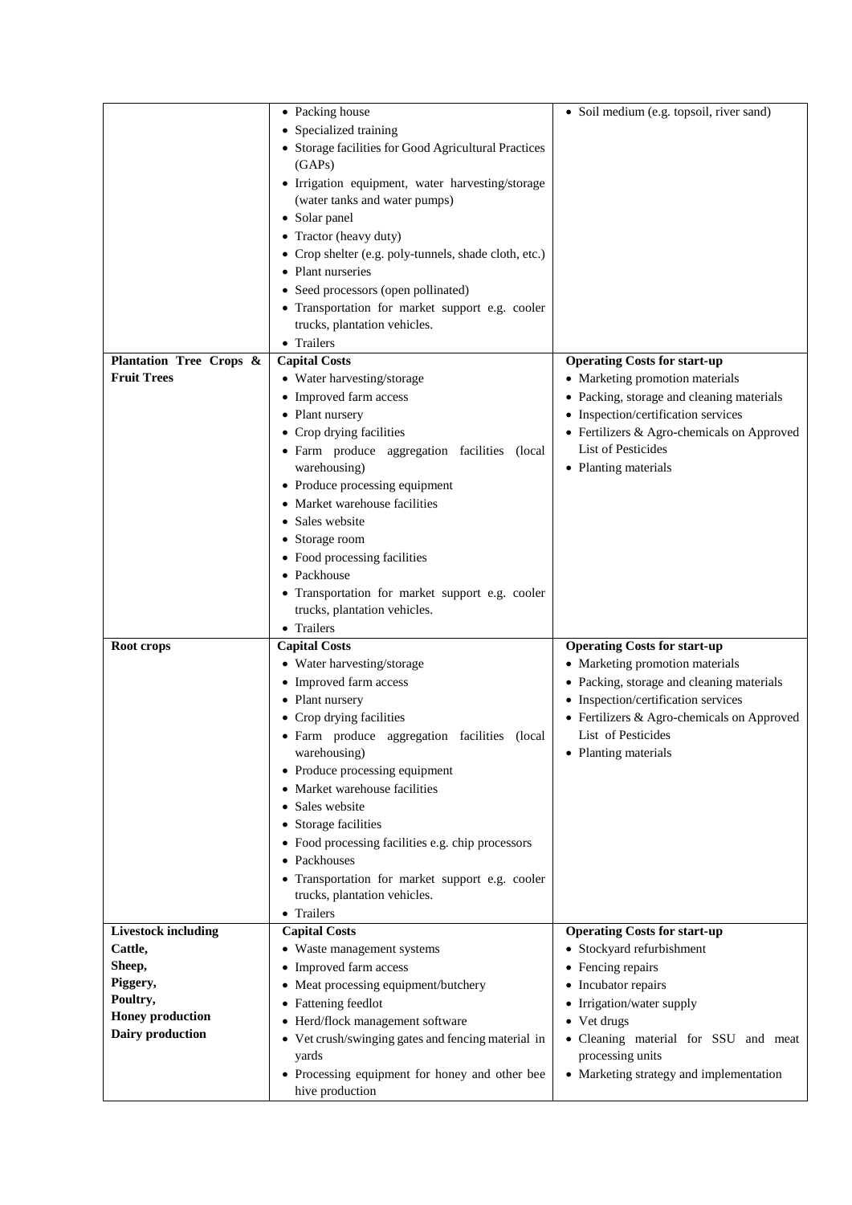| | | |
|---|---|---|
| | • Packing house<br>• Specialized training<br>• Storage facilities for Good Agricultural Practices (GAPs)<br>• Irrigation equipment, water harvesting/storage (water tanks and water pumps)<br>• Solar panel<br>• Tractor (heavy duty)<br>• Crop shelter (e.g. poly-tunnels, shade cloth, etc.)<br>• Plant nurseries<br>• Seed processors (open pollinated)<br>• Transportation for market support e.g. cooler trucks, plantation vehicles.<br>• Trailers | • Soil medium (e.g. topsoil, river sand) |
| **Plantation Tree Crops & Fruit Trees** | **Capital Costs**<br>• Water harvesting/storage<br>• Improved farm access<br>• Plant nursery<br>• Crop drying facilities<br>• Farm produce aggregation facilities (local warehousing)<br>• Produce processing equipment<br>• Market warehouse facilities<br>• Sales website<br>• Storage room<br>• Food processing facilities<br>• Packhouse<br>• Transportation for market support e.g. cooler trucks, plantation vehicles.<br>• Trailers | **Operating Costs for start-up**<br>• Marketing promotion materials<br>• Packing, storage and cleaning materials<br>• Inspection/certification services<br>• Fertilizers & Agro-chemicals on Approved List of Pesticides<br>• Planting materials |
| **Root crops** | **Capital Costs**<br>• Water harvesting/storage<br>• Improved farm access<br>• Plant nursery<br>• Crop drying facilities<br>• Farm produce aggregation facilities (local warehousing)<br>• Produce processing equipment<br>• Market warehouse facilities<br>• Sales website<br>• Storage facilities<br>• Food processing facilities e.g. chip processors<br>• Packhouses<br>• Transportation for market support e.g. cooler trucks, plantation vehicles.<br>• Trailers | **Operating Costs for start-up**<br>• Marketing promotion materials<br>• Packing, storage and cleaning materials<br>• Inspection/certification services<br>• Fertilizers & Agro-chemicals on Approved List of Pesticides<br>• Planting materials |
| **Livestock including Cattle, Sheep, Piggery, Poultry, Honey production Dairy production** | **Capital Costs**<br>• Waste management systems<br>• Improved farm access<br>• Meat processing equipment/butchery<br>• Fattening feedlot<br>• Herd/flock management software<br>• Vet crush/swinging gates and fencing material in yards<br>• Processing equipment for honey and other bee hive production | **Operating Costs for start-up**<br>• Stockyard refurbishment<br>• Fencing repairs<br>• Incubator repairs<br>• Irrigation/water supply<br>• Vet drugs<br>• Cleaning material for SSU and meat processing units<br>• Marketing strategy and implementation |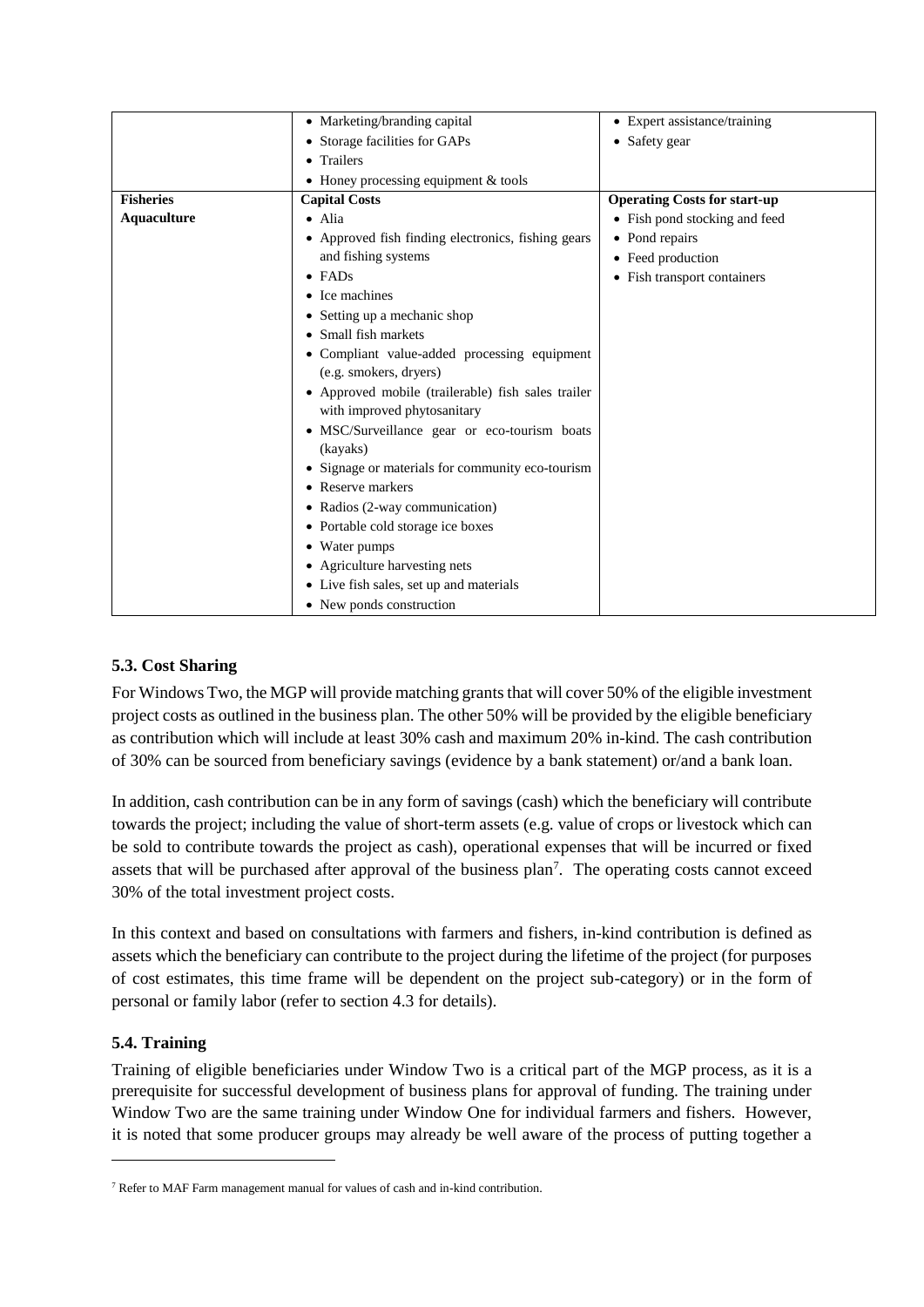| | | |
|---|---|---|
| | • Marketing/branding capital<br>• Storage facilities for GAPs<br>• Trailers<br>• Honey processing equipment & tools | • Expert assistance/training<br>• Safety gear |
| **Fisheries**<br>**Aquaculture** | **Capital Costs**<br>• Alia<br>• Approved fish finding electronics, fishing gears and fishing systems<br>• FADs<br>• Ice machines<br>• Setting up a mechanic shop<br>• Small fish markets<br>• Compliant value-added processing equipment (e.g. smokers, dryers)<br>• Approved mobile (trailerable) fish sales trailer with improved phytosanitary<br>• MSC/Surveillance gear or eco-tourism boats (kayaks)<br>• Signage or materials for community eco-tourism<br>• Reserve markers<br>• Radios (2-way communication)<br>• Portable cold storage ice boxes<br>• Water pumps<br>• Agriculture harvesting nets<br>• Live fish sales, set up and materials<br>• New ponds construction | **Operating Costs for start-up**<br>• Fish pond stocking and feed<br>• Pond repairs<br>• Feed production<br>• Fish transport containers |

### 5.3. Cost Sharing

For Windows Two, the MGP will provide matching grants that will cover 50% of the eligible investment project costs as outlined in the business plan. The other 50% will be provided by the eligible beneficiary as contribution which will include at least 30% cash and maximum 20% in-kind. The cash contribution of 30% can be sourced from beneficiary savings (evidence by a bank statement) or/and a bank loan.

In addition, cash contribution can be in any form of savings (cash) which the beneficiary will contribute towards the project; including the value of short-term assets (e.g. value of crops or livestock which can be sold to contribute towards the project as cash), operational expenses that will be incurred or fixed assets that will be purchased after approval of the business plan[7]. The operating costs cannot exceed 30% of the total investment project costs.

In this context and based on consultations with farmers and fishers, in-kind contribution is defined as assets which the beneficiary can contribute to the project during the lifetime of the project (for purposes of cost estimates, this time frame will be dependent on the project sub-category) or in the form of personal or family labor (refer to section 4.3 for details).

### 5.4. Training

Training of eligible beneficiaries under Window Two is a critical part of the MGP process, as it is a prerequisite for successful development of business plans for approval of funding. The training under Window Two are the same training under Window One for individual farmers and fishers. However, it is noted that some producer groups may already be well aware of the process of putting together a

[7] Refer to MAF Farm management manual for values of cash and in-kind contribution.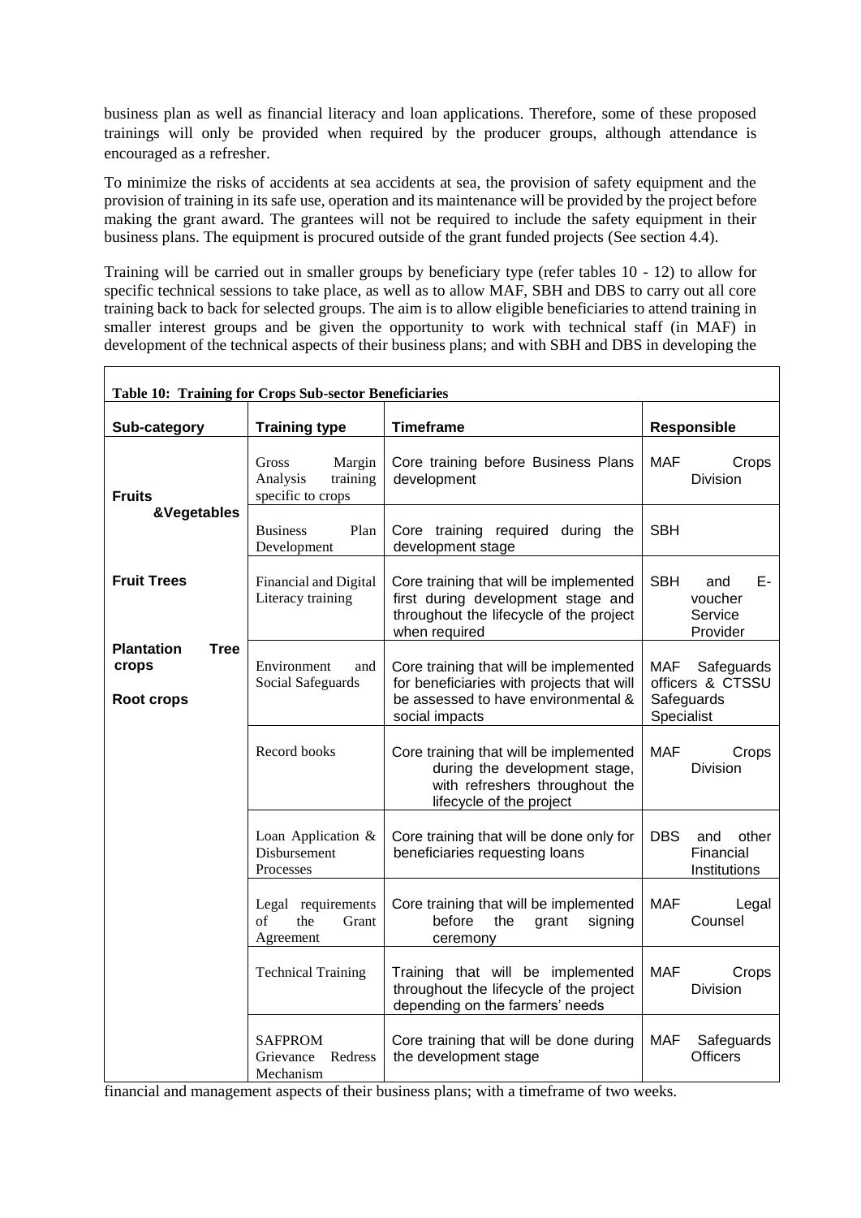business plan as well as financial literacy and loan applications. Therefore, some of these proposed trainings will only be provided when required by the producer groups, although attendance is encouraged as a refresher.

To minimize the risks of accidents at sea accidents at sea, the provision of safety equipment and the provision of training in its safe use, operation and its maintenance will be provided by the project before making the grant award. The grantees will not be required to include the safety equipment in their business plans. The equipment is procured outside of the grant funded projects (See section 4.4).

Training will be carried out in smaller groups by beneficiary type (refer tables 10 - 12) to allow for specific technical sessions to take place, as well as to allow MAF, SBH and DBS to carry out all core training back to back for selected groups. The aim is to allow eligible beneficiaries to attend training in smaller interest groups and be given the opportunity to work with technical staff (in MAF) in development of the technical aspects of their business plans; and with SBH and DBS in developing the financial and management aspects of their business plans; with a timeframe of two weeks.

**Table 10: Training for Crops Sub-sector Beneficiaries**

| Sub-category | Training type | Timeframe | Responsible |
|---|---|---|---|
| **Fruits &Vegetables**<br><br>**Fruit Trees**<br><br>**Plantation Tree crops**<br><br>**Root crops** | Gross Margin Analysis training specific to crops | Core training before Business Plans development | MAF Crops Division |
| | Business Plan Development | Core training required during the development stage | SBH |
| | Financial and Digital Literacy training | Core training that will be implemented first during development stage and throughout the lifecycle of the project when required | SBH and E-voucher Service Provider |
| | Environment and Social Safeguards | Core training that will be implemented for beneficiaries with projects that will be assessed to have environmental & social impacts | MAF Safeguards officers & CTSSU Safeguards Specialist |
| | Record books | Core training that will be implemented during the development stage, with refreshers throughout the lifecycle of the project | MAF Crops Division |
| | Loan Application & Disbursement Processes | Core training that will be done only for beneficiaries requesting loans | DBS and other Financial Institutions |
| | Legal requirements of the Grant Agreement | Core training that will be implemented before the grant signing ceremony | MAF Legal Counsel |
| | Technical Training | Training that will be implemented throughout the lifecycle of the project depending on the farmers' needs | MAF Crops Division |
| | SAFPROM Grievance Redress Mechanism | Core training that will be done during the development stage | MAF Safeguards Officers |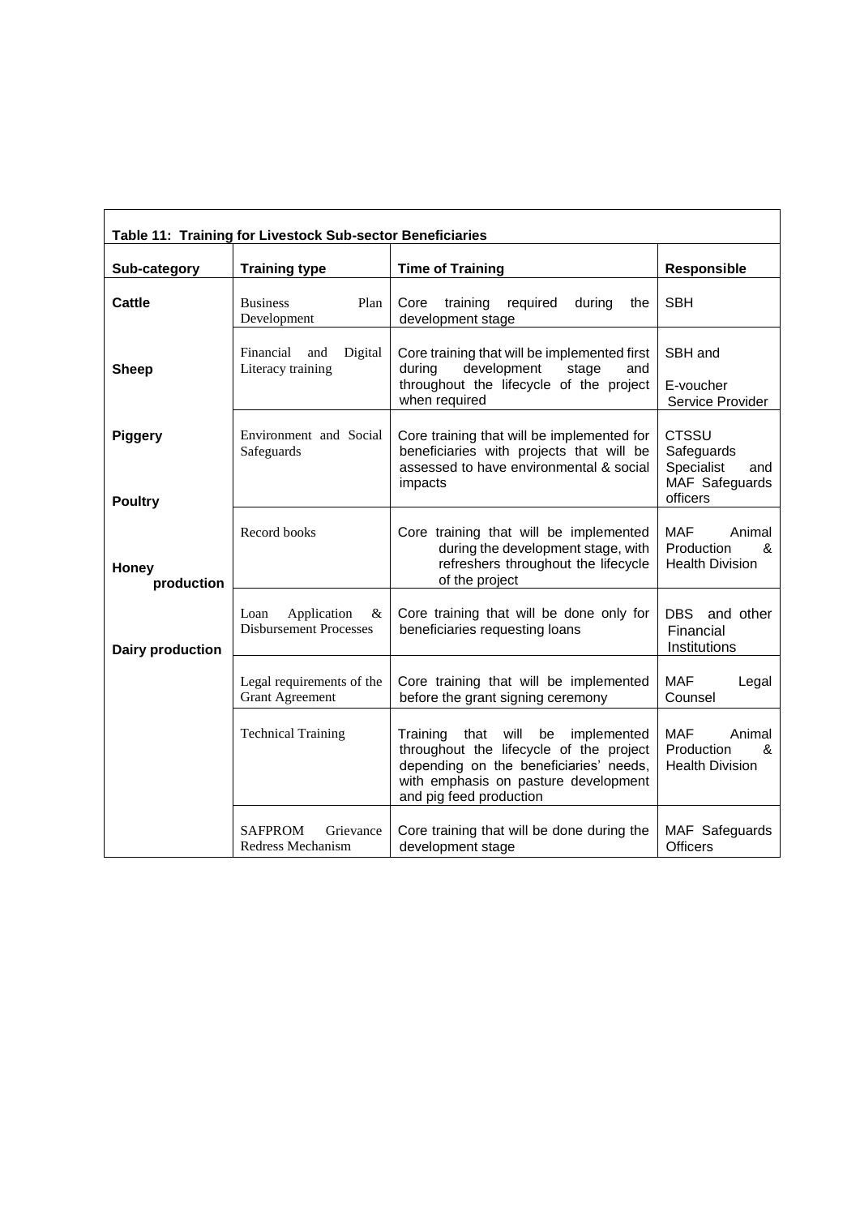**Table 11: Training for Livestock Sub-sector Beneficiaries**

| Sub-category | Training type | Time of Training | Responsible |
|---|---|---|---|
| Cattle<br><br>Sheep<br><br>Piggery<br><br>Poultry<br><br>Honey production<br><br>Dairy production | Business Plan Development | Core training required during the development stage | SBH |
| | Financial and Digital Literacy training | Core training that will be implemented first during development stage and throughout the lifecycle of the project when required | SBH and E-voucher Service Provider |
| | Environment and Social Safeguards | Core training that will be implemented for beneficiaries with projects that will be assessed to have environmental & social impacts | CTSSU Safeguards Specialist and MAF Safeguards officers |
| | Record books | Core training that will be implemented during the development stage, with refreshers throughout the lifecycle of the project | MAF Animal Production & Health Division |
| | Loan Application & Disbursement Processes | Core training that will be done only for beneficiaries requesting loans | DBS and other Financial Institutions |
| | Legal requirements of the Grant Agreement | Core training that will be implemented before the grant signing ceremony | MAF Legal Counsel |
| | Technical Training | Training that will be implemented throughout the lifecycle of the project depending on the beneficiaries' needs, with emphasis on pasture development and pig feed production | MAF Animal Production & Health Division |
| | SAFPROM Grievance Redress Mechanism | Core training that will be done during the development stage | MAF Safeguards Officers |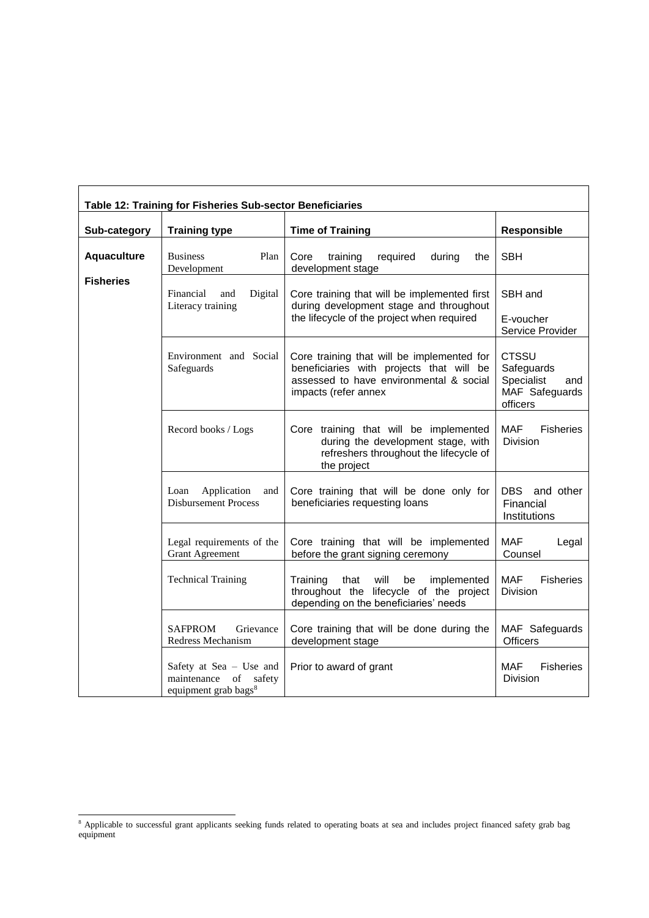**Table 12: Training for Fisheries Sub-sector Beneficiaries**

| Sub-category | Training type | Time of Training | Responsible |
|---|---|---|---|
| **Aquaculture**<br><br>**Fisheries** | Business Plan Development | Core training required during the development stage | SBH |
| | Financial and Digital Literacy training | Core training that will be implemented first during development stage and throughout the lifecycle of the project when required | SBH and<br><br>E-voucher Service Provider |
| | Environment and Social Safeguards | Core training that will be implemented for beneficiaries with projects that will be assessed to have environmental & social impacts (refer annex | CTSSU Safeguards Specialist and MAF Safeguards officers |
| | Record books / Logs | Core training that will be implemented during the development stage, with refreshers throughout the lifecycle of the project | MAF Fisheries Division |
| | Loan Application and Disbursement Process | Core training that will be done only for beneficiaries requesting loans | DBS and other Financial Institutions |
| | Legal requirements of the Grant Agreement | Core training that will be implemented before the grant signing ceremony | MAF Legal Counsel |
| | Technical Training | Training that will be implemented throughout the lifecycle of the project depending on the beneficiaries' needs | MAF Fisheries Division |
| | SAFPROM Grievance Redress Mechanism | Core training that will be done during the development stage | MAF Safeguards Officers |
| | Safety at Sea – Use and maintenance of safety equipment grab bags[8] | Prior to award of grant | MAF Fisheries Division |

[8] Applicable to successful grant applicants seeking funds related to operating boats at sea and includes project financed safety grab bag equipment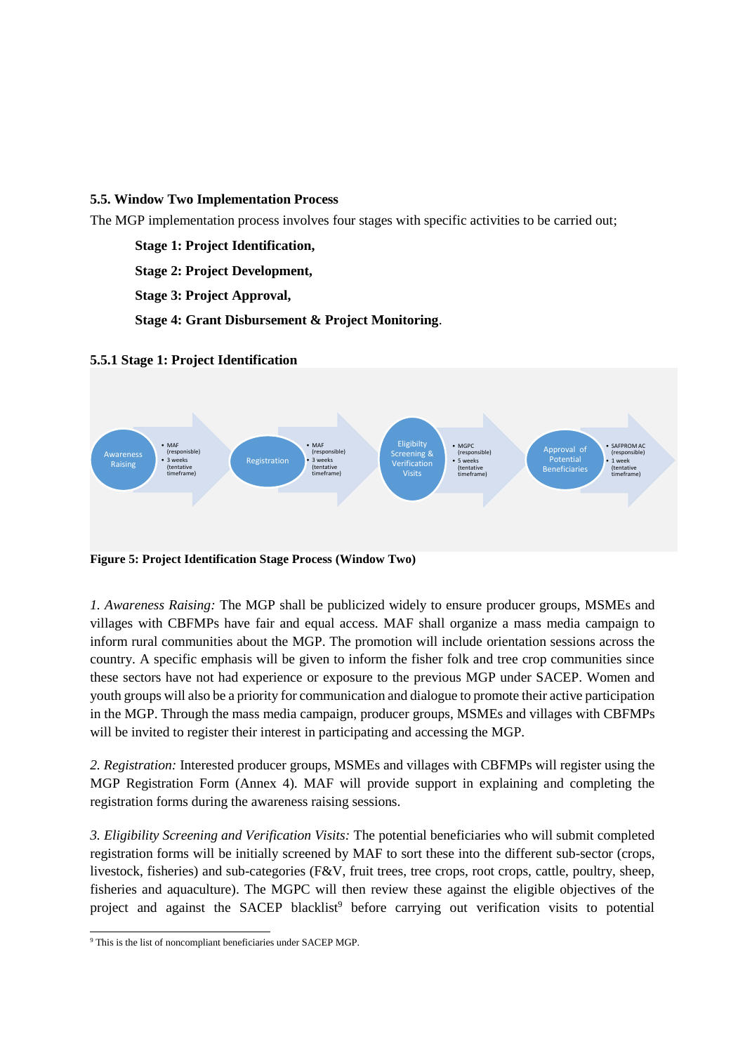### 5.5. Window Two Implementation Process

The MGP implementation process involves four stages with specific activities to be carried out;

**Stage 1: Project Identification,**

**Stage 2: Project Development,**

**Stage 3: Project Approval,**

**Stage 4: Grant Disbursement & Project Monitoring**.

#### 5.5.1 Stage 1: Project Identification

- Awareness Raising
  - MAF (responisble)
  - 3 weeks (tentative timeframe)
- Registration
  - MAF (responisble)
  - 3 weeks (tentative timeframe)
- Eligibilty Screening & Verification Visits
  - MGPC (responsible)
  - 5 weeks (tentative timeframe)
- Approval of Potential Beneficiaries
  - SAFPROM AC (responsible)
  - 1 week (tentative timeframe)

**Figure 5: Project Identification Stage Process (Window Two)**

*1. Awareness Raising:* The MGP shall be publicized widely to ensure producer groups, MSMEs and villages with CBFMPs have fair and equal access. MAF shall organize a mass media campaign to inform rural communities about the MGP. The promotion will include orientation sessions across the country. A specific emphasis will be given to inform the fisher folk and tree crop communities since these sectors have not had experience or exposure to the previous MGP under SACEP. Women and youth groups will also be a priority for communication and dialogue to promote their active participation in the MGP. Through the mass media campaign, producer groups, MSMEs and villages with CBFMPs will be invited to register their interest in participating and accessing the MGP.

*2. Registration:* Interested producer groups, MSMEs and villages with CBFMPs will register using the MGP Registration Form (Annex 4). MAF will provide support in explaining and completing the registration forms during the awareness raising sessions.

*3. Eligibility Screening and Verification Visits:* The potential beneficiaries who will submit completed registration forms will be initially screened by MAF to sort these into the different sub-sector (crops, livestock, fisheries) and sub-categories (F&V, fruit trees, tree crops, root crops, cattle, poultry, sheep, fisheries and aquaculture). The MGPC will then review these against the eligible objectives of the project and against the SACEP blacklist[9] before carrying out verification visits to potential

[9] This is the list of noncompliant beneficiaries under SACEP MGP.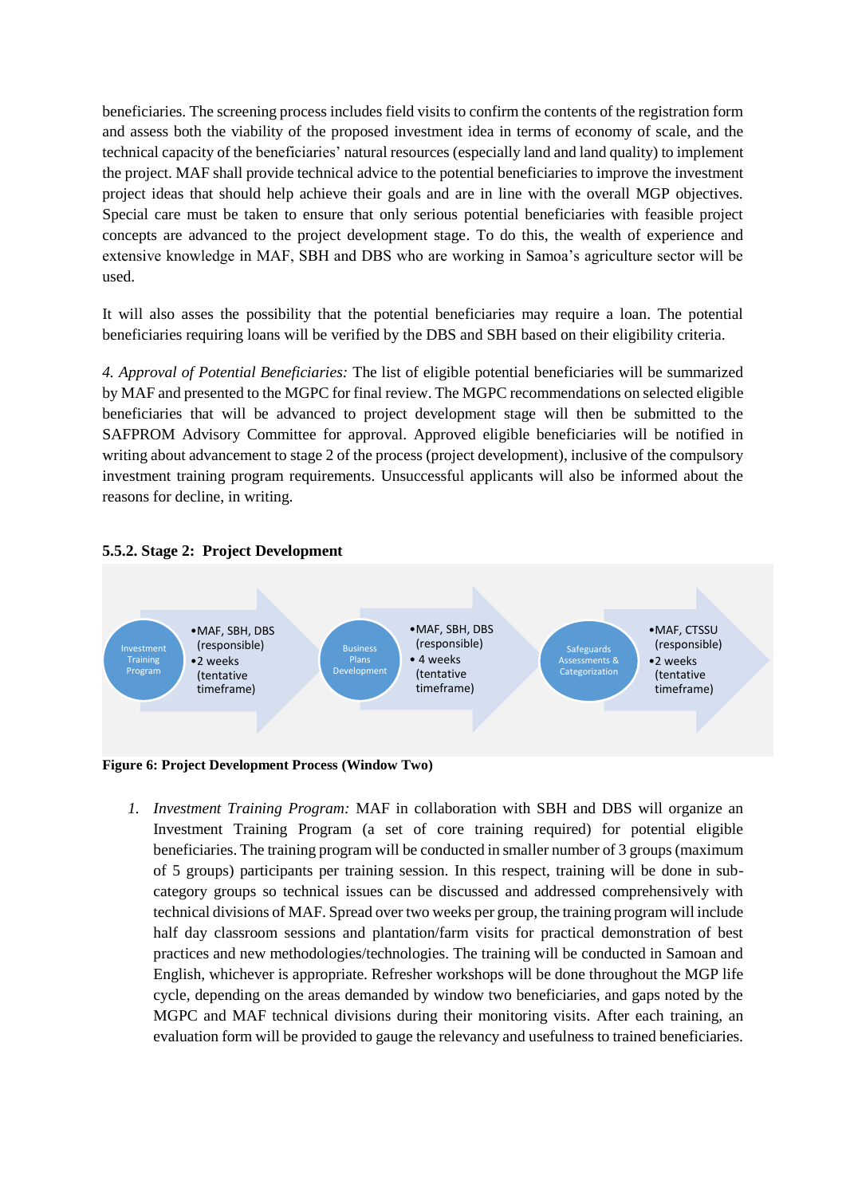beneficiaries. The screening process includes field visits to confirm the contents of the registration form and assess both the viability of the proposed investment idea in terms of economy of scale, and the technical capacity of the beneficiaries' natural resources (especially land and land quality) to implement the project. MAF shall provide technical advice to the potential beneficiaries to improve the investment project ideas that should help achieve their goals and are in line with the overall MGP objectives. Special care must be taken to ensure that only serious potential beneficiaries with feasible project concepts are advanced to the project development stage. To do this, the wealth of experience and extensive knowledge in MAF, SBH and DBS who are working in Samoa's agriculture sector will be used.

It will also asses the possibility that the potential beneficiaries may require a loan. The potential beneficiaries requiring loans will be verified by the DBS and SBH based on their eligibility criteria.

*4. Approval of Potential Beneficiaries:* The list of eligible potential beneficiaries will be summarized by MAF and presented to the MGPC for final review. The MGPC recommendations on selected eligible beneficiaries that will be advanced to project development stage will then be submitted to the SAFPROM Advisory Committee for approval. Approved eligible beneficiaries will be notified in writing about advancement to stage 2 of the process (project development), inclusive of the compulsory investment training program requirements. Unsuccessful applicants will also be informed about the reasons for decline, in writing.

### 5.5.2. Stage 2: Project Development

Investment Training Program
- MAF, SBH, DBS (responsible)
- 2 weeks (tentative timeframe)

Business Plans Development
- MAF, SBH, DBS (responsible)
- 4 weeks (tentative timeframe)

Safeguards Assessments & Categorization
- MAF, CTSSU (responsible)
- 2 weeks (tentative timeframe)

**Figure 6: Project Development Process (Window Two)**

1. *Investment Training Program:* MAF in collaboration with SBH and DBS will organize an Investment Training Program (a set of core training required) for potential eligible beneficiaries. The training program will be conducted in smaller number of 3 groups (maximum of 5 groups) participants per training session. In this respect, training will be done in sub-category groups so technical issues can be discussed and addressed comprehensively with technical divisions of MAF. Spread over two weeks per group, the training program will include half day classroom sessions and plantation/farm visits for practical demonstration of best practices and new methodologies/technologies. The training will be conducted in Samoan and English, whichever is appropriate. Refresher workshops will be done throughout the MGP life cycle, depending on the areas demanded by window two beneficiaries, and gaps noted by the MGPC and MAF technical divisions during their monitoring visits. After each training, an evaluation form will be provided to gauge the relevancy and usefulness to trained beneficiaries.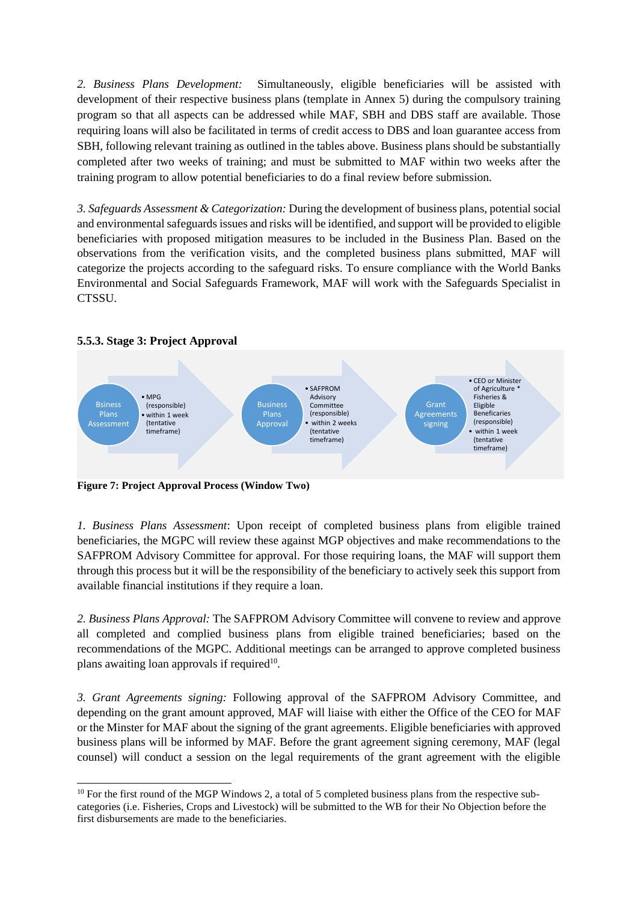*2. Business Plans Development:* Simultaneously, eligible beneficiaries will be assisted with development of their respective business plans (template in Annex 5) during the compulsory training program so that all aspects can be addressed while MAF, SBH and DBS staff are available. Those requiring loans will also be facilitated in terms of credit access to DBS and loan guarantee access from SBH, following relevant training as outlined in the tables above. Business plans should be substantially completed after two weeks of training; and must be submitted to MAF within two weeks after the training program to allow potential beneficiaries to do a final review before submission.

*3. Safeguards Assessment & Categorization:* During the development of business plans, potential social and environmental safeguards issues and risks will be identified, and support will be provided to eligible beneficiaries with proposed mitigation measures to be included in the Business Plan. Based on the observations from the verification visits, and the completed business plans submitted, MAF will categorize the projects according to the safeguard risks. To ensure compliance with the World Banks Environmental and Social Safeguards Framework, MAF will work with the Safeguards Specialist in CTSSU.

**5.5.3. Stage 3: Project Approval**

| Bsiness Plans Assessment | Business Plans Approval | Grant Agreements signing |
| --- | --- | --- |
| • MPG (responsible)<br>• within 1 week (tentative timeframe) | • SAFPROM Advisory Committee (responsible)<br>• within 2 weeks (tentative timeframe) | • CEO or Minister of Agriculture * Fisheries & Eligible Beneficiaries (responsible)<br>• within 1 week (tentative timeframe) |

**Figure 7: Project Approval Process (Window Two)**

*1. Business Plans Assessment*: Upon receipt of completed business plans from eligible trained beneficiaries, the MGPC will review these against MGP objectives and make recommendations to the SAFPROM Advisory Committee for approval. For those requiring loans, the MAF will support them through this process but it will be the responsibility of the beneficiary to actively seek this support from available financial institutions if they require a loan.

*2. Business Plans Approval:* The SAFPROM Advisory Committee will convene to review and approve all completed and complied business plans from eligible trained beneficiaries; based on the recommendations of the MGPC. Additional meetings can be arranged to approve completed business plans awaiting loan approvals if required[10].

*3. Grant Agreements signing:* Following approval of the SAFPROM Advisory Committee, and depending on the grant amount approved, MAF will liaise with either the Office of the CEO for MAF or the Minster for MAF about the signing of the grant agreements. Eligible beneficiaries with approved business plans will be informed by MAF. Before the grant agreement signing ceremony, MAF (legal counsel) will conduct a session on the legal requirements of the grant agreement with the eligible

[10] For the first round of the MGP Windows 2, a total of 5 completed business plans from the respective sub-categories (i.e. Fisheries, Crops and Livestock) will be submitted to the WB for their No Objection before the first disbursements are made to the beneficiaries.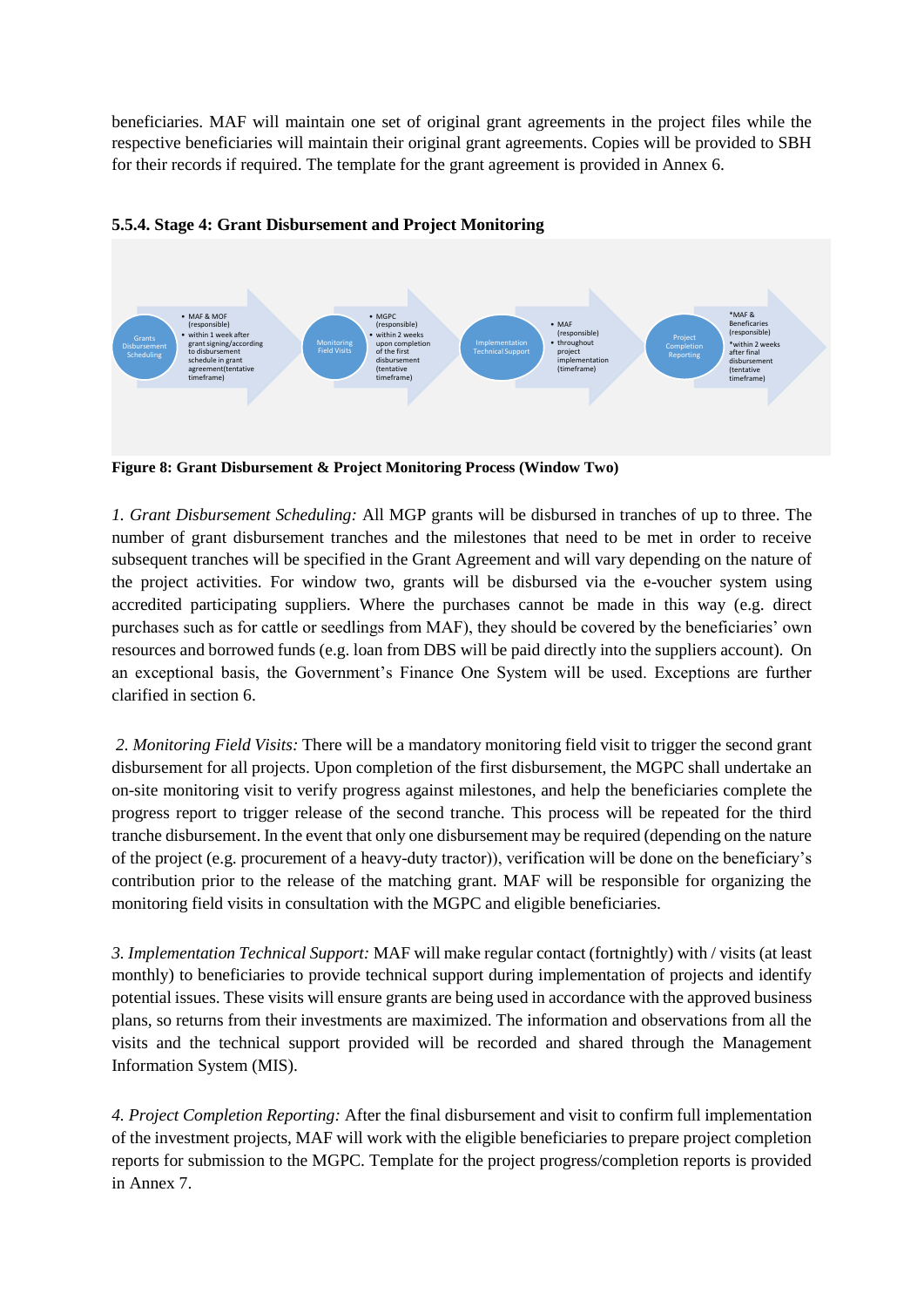beneficiaries. MAF will maintain one set of original grant agreements in the project files while the respective beneficiaries will maintain their original grant agreements. Copies will be provided to SBH for their records if required. The template for the grant agreement is provided in Annex 6.

### 5.5.4. Stage 4: Grant Disbursement and Project Monitoring

Grants Disbursement Scheduling
- MAF & MOF (responsible)
- within 1 week after grant signing/according to disbursement schedule in grant agreement(tentative timeframe)

Monitoring Field Visits
- MGPC (responsible)
- within 2 weeks upon completion of the first disbursement (tentative timeframe)

Implementation Technical Support
- MAF (responsible)
- throughout project implementation (timeframe)

Project Completion Reporting
- *MAF & Beneficaries (responsible)
- *within 2 weeks after final disbursement (tentative timeframe)

**Figure 8: Grant Disbursement & Project Monitoring Process (Window Two)**

*1. Grant Disbursement Scheduling:* All MGP grants will be disbursed in tranches of up to three. The number of grant disbursement tranches and the milestones that need to be met in order to receive subsequent tranches will be specified in the Grant Agreement and will vary depending on the nature of the project activities. For window two, grants will be disbursed via the e-voucher system using accredited participating suppliers. Where the purchases cannot be made in this way (e.g. direct purchases such as for cattle or seedlings from MAF), they should be covered by the beneficiaries' own resources and borrowed funds (e.g. loan from DBS will be paid directly into the suppliers account). On an exceptional basis, the Government's Finance One System will be used. Exceptions are further clarified in section 6.

*2. Monitoring Field Visits:* There will be a mandatory monitoring field visit to trigger the second grant disbursement for all projects. Upon completion of the first disbursement, the MGPC shall undertake an on-site monitoring visit to verify progress against milestones, and help the beneficiaries complete the progress report to trigger release of the second tranche. This process will be repeated for the third tranche disbursement. In the event that only one disbursement may be required (depending on the nature of the project (e.g. procurement of a heavy-duty tractor)), verification will be done on the beneficiary's contribution prior to the release of the matching grant. MAF will be responsible for organizing the monitoring field visits in consultation with the MGPC and eligible beneficiaries.

*3. Implementation Technical Support:* MAF will make regular contact (fortnightly) with / visits (at least monthly) to beneficiaries to provide technical support during implementation of projects and identify potential issues. These visits will ensure grants are being used in accordance with the approved business plans, so returns from their investments are maximized. The information and observations from all the visits and the technical support provided will be recorded and shared through the Management Information System (MIS).

*4. Project Completion Reporting:* After the final disbursement and visit to confirm full implementation of the investment projects, MAF will work with the eligible beneficiaries to prepare project completion reports for submission to the MGPC. Template for the project progress/completion reports is provided in Annex 7.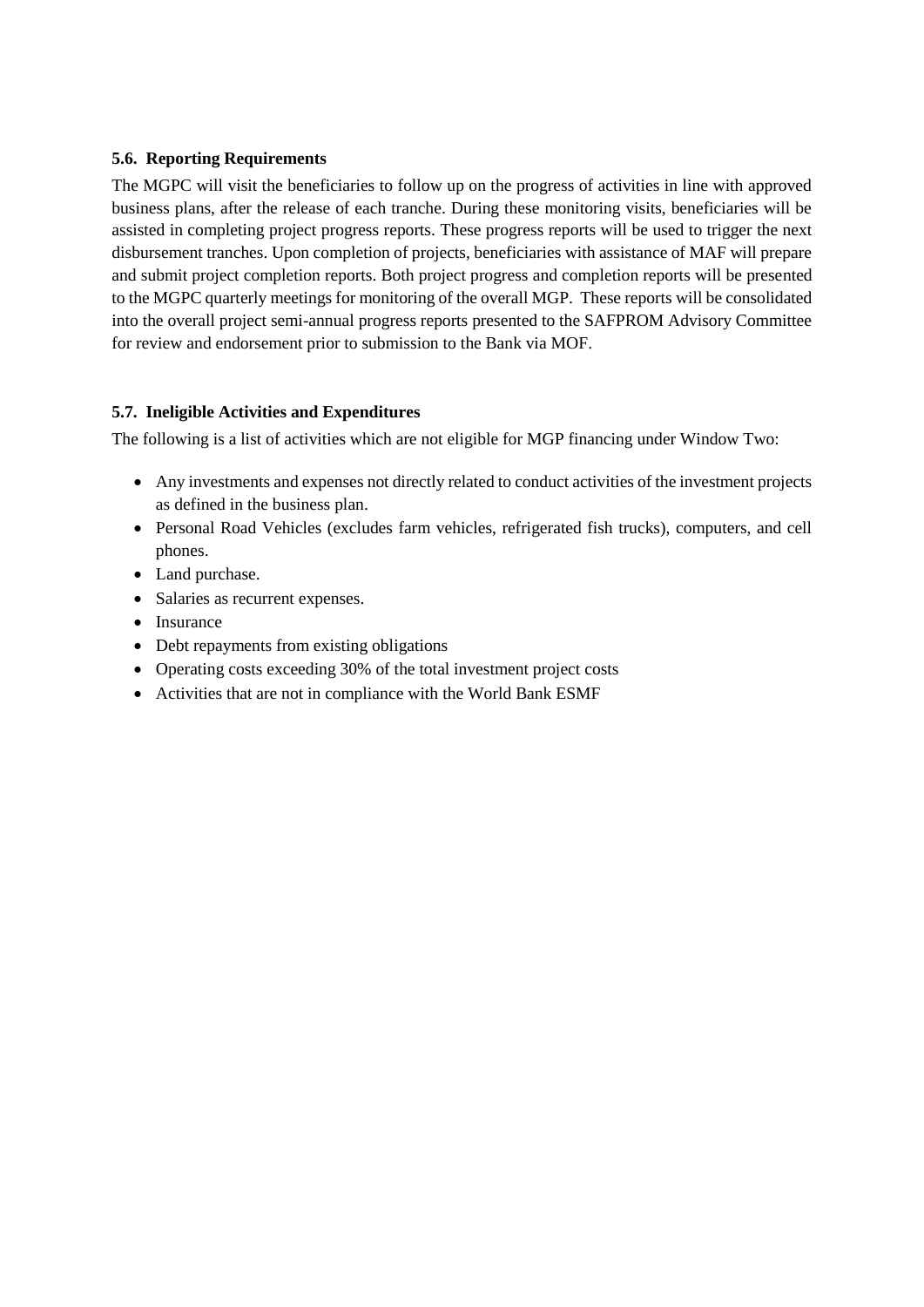### 5.6. Reporting Requirements

The MGPC will visit the beneficiaries to follow up on the progress of activities in line with approved business plans, after the release of each tranche. During these monitoring visits, beneficiaries will be assisted in completing project progress reports. These progress reports will be used to trigger the next disbursement tranches. Upon completion of projects, beneficiaries with assistance of MAF will prepare and submit project completion reports. Both project progress and completion reports will be presented to the MGPC quarterly meetings for monitoring of the overall MGP. These reports will be consolidated into the overall project semi-annual progress reports presented to the SAFPROM Advisory Committee for review and endorsement prior to submission to the Bank via MOF.

### 5.7. Ineligible Activities and Expenditures

The following is a list of activities which are not eligible for MGP financing under Window Two:

- Any investments and expenses not directly related to conduct activities of the investment projects as defined in the business plan.
- Personal Road Vehicles (excludes farm vehicles, refrigerated fish trucks), computers, and cell phones.
- Land purchase.
- Salaries as recurrent expenses.
- Insurance
- Debt repayments from existing obligations
- Operating costs exceeding 30% of the total investment project costs
- Activities that are not in compliance with the World Bank ESMF